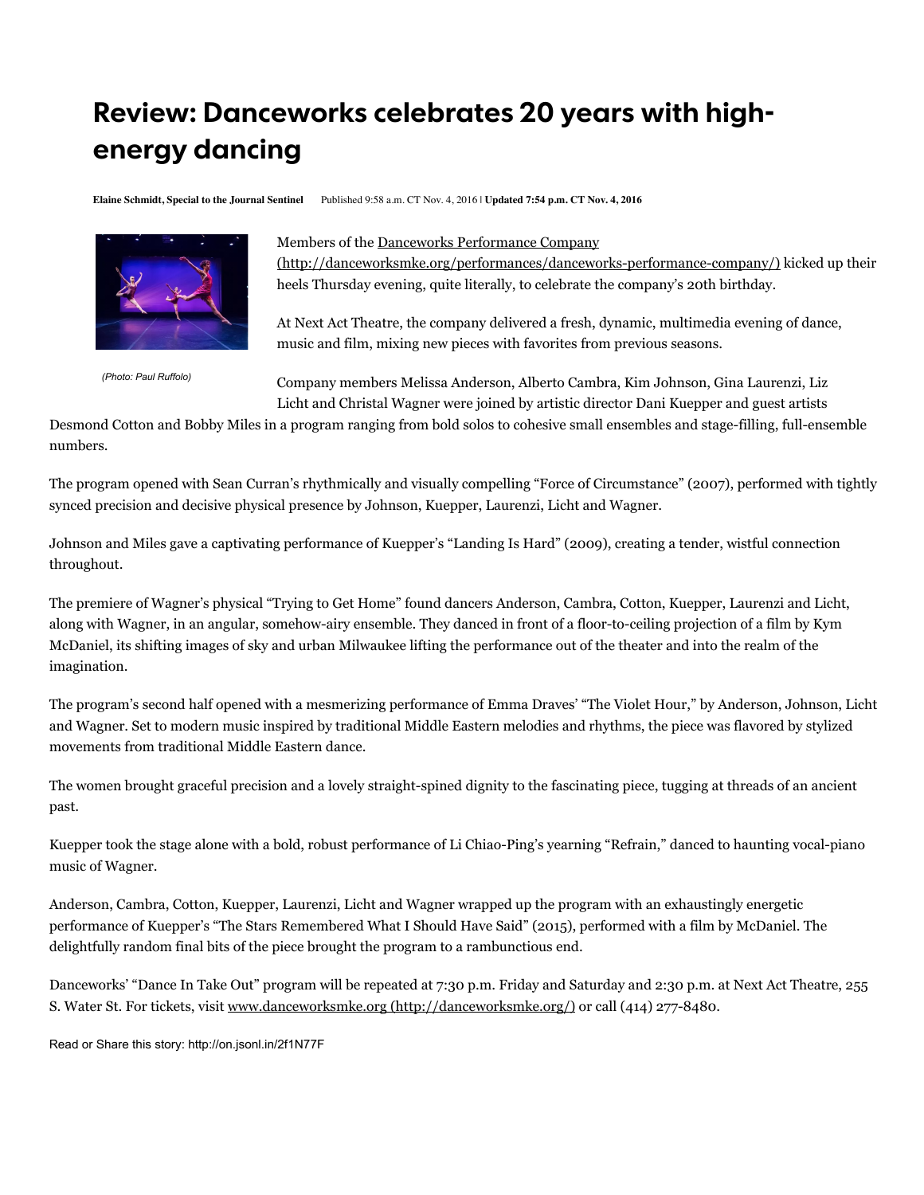# Review: Danceworks celebrates 20 years with high-energy dancing

**Elaine Schmidt, Special to the Journal Sentinel** Published 9:58 a.m. CT Nov. 4, 2016 | **Updated 7:54 p.m. CT Nov. 4, 2016**

*(Photo: Paul Ruffolo)*

Members of the Danceworks Performance Company (http://danceworksmke.org/performances/danceworks-performance-company/) kicked up their heels Thursday evening, quite literally, to celebrate the company's 20th birthday.

At Next Act Theatre, the company delivered a fresh, dynamic, multimedia evening of dance, music and film, mixing new pieces with favorites from previous seasons.

Company members Melissa Anderson, Alberto Cambra, Kim Johnson, Gina Laurenzi, Liz Licht and Christal Wagner were joined by artistic director Dani Kuepper and guest artists Desmond Cotton and Bobby Miles in a program ranging from bold solos to cohesive small ensembles and stage-filling, full-ensemble numbers.

The program opened with Sean Curran's rhythmically and visually compelling "Force of Circumstance" (2007), performed with tightly synced precision and decisive physical presence by Johnson, Kuepper, Laurenzi, Licht and Wagner.

Johnson and Miles gave a captivating performance of Kuepper's "Landing Is Hard" (2009), creating a tender, wistful connection throughout.

The premiere of Wagner's physical "Trying to Get Home" found dancers Anderson, Cambra, Cotton, Kuepper, Laurenzi and Licht, along with Wagner, in an angular, somehow-airy ensemble. They danced in front of a floor-to-ceiling projection of a film by Kym McDaniel, its shifting images of sky and urban Milwaukee lifting the performance out of the theater and into the realm of the imagination.

The program's second half opened with a mesmerizing performance of Emma Draves' "The Violet Hour," by Anderson, Johnson, Licht and Wagner. Set to modern music inspired by traditional Middle Eastern melodies and rhythms, the piece was flavored by stylized movements from traditional Middle Eastern dance.

The women brought graceful precision and a lovely straight-spined dignity to the fascinating piece, tugging at threads of an ancient past.

Kuepper took the stage alone with a bold, robust performance of Li Chiao-Ping's yearning "Refrain," danced to haunting vocal-piano music of Wagner.

Anderson, Cambra, Cotton, Kuepper, Laurenzi, Licht and Wagner wrapped up the program with an exhaustingly energetic performance of Kuepper's "The Stars Remembered What I Should Have Said" (2015), performed with a film by McDaniel. The delightfully random final bits of the piece brought the program to a rambunctious end.

Danceworks' "Dance In Take Out" program will be repeated at 7:30 p.m. Friday and Saturday and 2:30 p.m. at Next Act Theatre, 255 S. Water St. For tickets, visit www.danceworksmke.org (http://danceworksmke.org/) or call (414) 277-8480.

Read or Share this story: http://on.jsonl.in/2f1N77F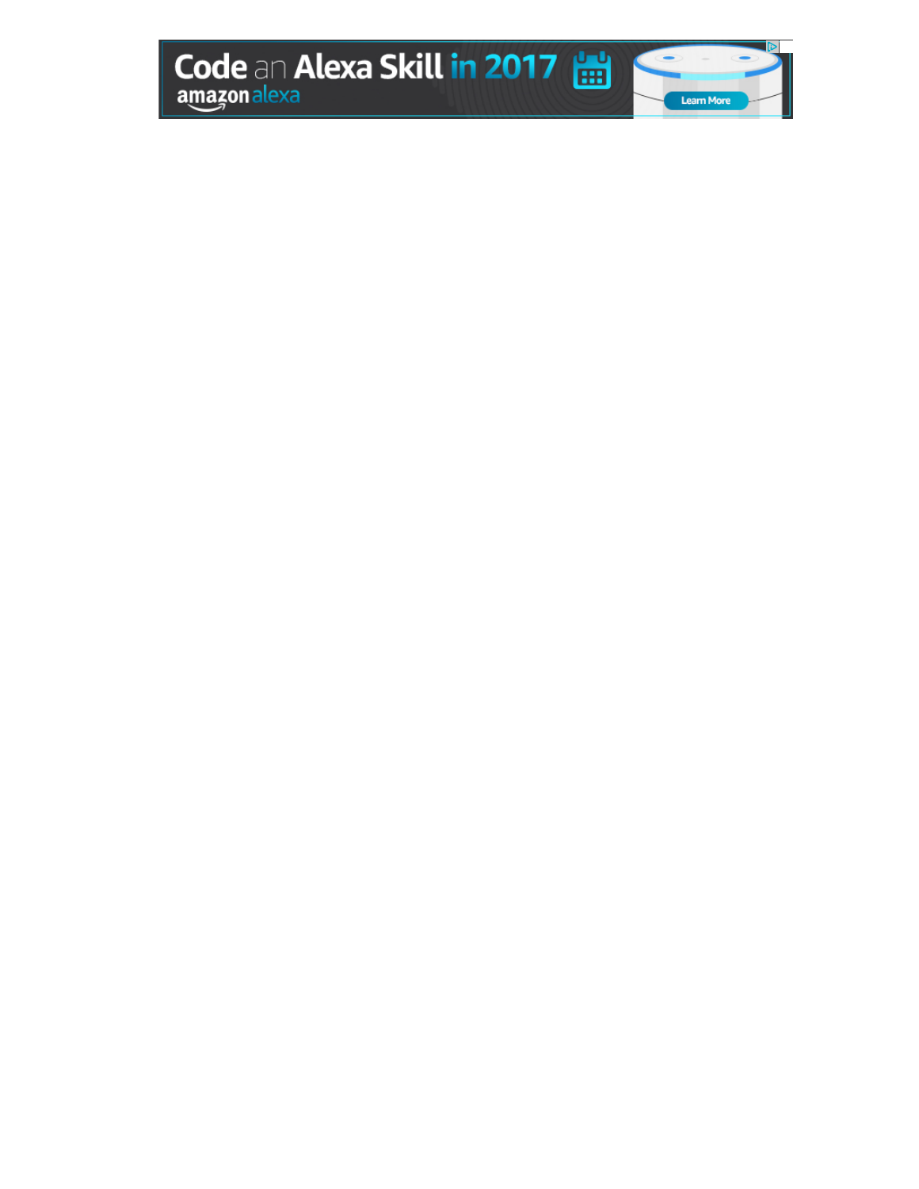Code an Alexa Skill in 2017

amazon alexa

Learn More